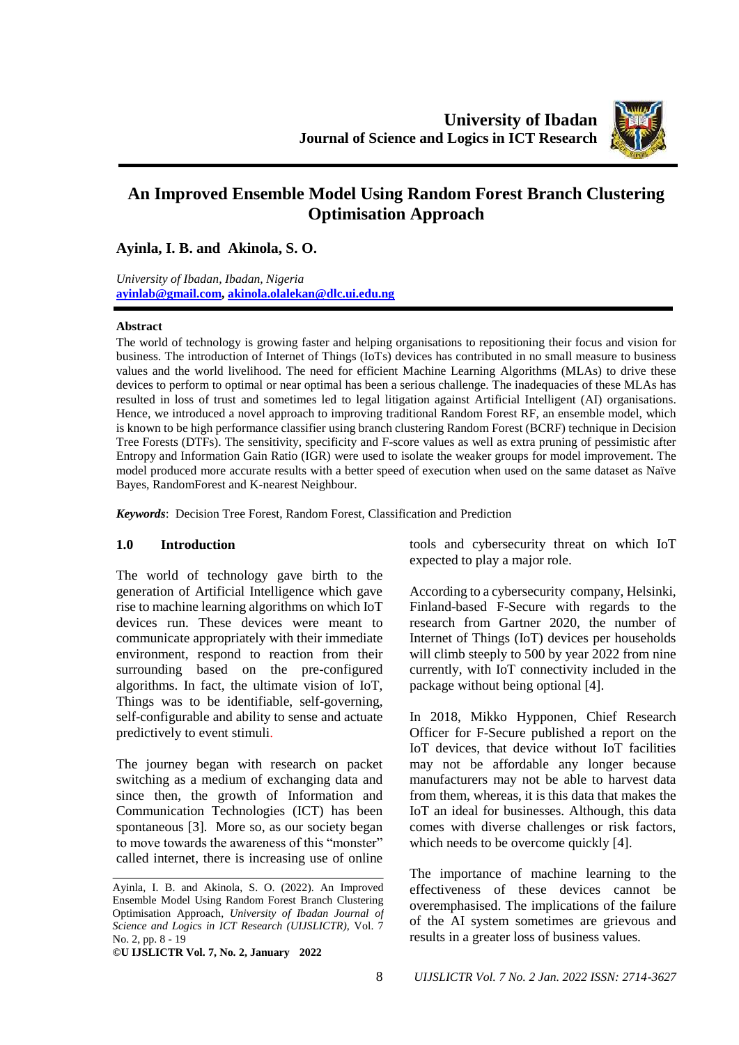University of Ibadan
**Journal of Science and Logics in ICT Research**

# An Improved Ensemble Model Using Random Forest Branch Clustering Optimisation Approach

**Ayinla, I. B. and Akinola, S. O.**

*University of Ibadan, Ibadan, Nigeria*
ayinlab@gmail.com, akinola.olalekan@dlc.ui.edu.ng

**Abstract**

The world of technology is growing faster and helping organisations to repositioning their focus and vision for business. The introduction of Internet of Things (IoTs) devices has contributed in no small measure to business values and the world livelihood. The need for efficient Machine Learning Algorithms (MLAs) to drive these devices to perform to optimal or near optimal has been a serious challenge. The inadequacies of these MLAs has resulted in loss of trust and sometimes led to legal litigation against Artificial Intelligent (AI) organisations. Hence, we introduced a novel approach to improving traditional Random Forest RF, an ensemble model, which is known to be high performance classifier using branch clustering Random Forest (BCRF) technique in Decision Tree Forests (DTFs). The sensitivity, specificity and F-score values as well as extra pruning of pessimistic after Entropy and Information Gain Ratio (IGR) were used to isolate the weaker groups for model improvement. The model produced more accurate results with a better speed of execution when used on the same dataset as Naïve Bayes, RandomForest and K-nearest Neighbour.

***Keywords***: Decision Tree Forest, Random Forest, Classification and Prediction

## 1.0 Introduction

The world of technology gave birth to the generation of Artificial Intelligence which gave rise to machine learning algorithms on which IoT devices run. These devices were meant to communicate appropriately with their immediate environment, respond to reaction from their surrounding based on the pre-configured algorithms. In fact, the ultimate vision of IoT, Things was to be identifiable, self-governing, self-configurable and ability to sense and actuate predictively to event stimuli.

The journey began with research on packet switching as a medium of exchanging data and since then, the growth of Information and Communication Technologies (ICT) has been spontaneous [3]. More so, as our society began to move towards the awareness of this "monster" called internet, there is increasing use of online tools and cybersecurity threat on which IoT expected to play a major role.

According to a cybersecurity company, Helsinki, Finland-based F-Secure with regards to the research from Gartner 2020, the number of Internet of Things (IoT) devices per households will climb steeply to 500 by year 2022 from nine currently, with IoT connectivity included in the package without being optional [4].

In 2018, Mikko Hypponen, Chief Research Officer for F-Secure published a report on the IoT devices, that device without IoT facilities may not be affordable any longer because manufacturers may not be able to harvest data from them, whereas, it is this data that makes the IoT an ideal for businesses. Although, this data comes with diverse challenges or risk factors, which needs to be overcome quickly [4].

The importance of machine learning to the effectiveness of these devices cannot be overemphasised. The implications of the failure of the AI system sometimes are grievous and results in a greater loss of business values.

---

Ayinla, I. B. and Akinola, S. O. (2022). An Improved Ensemble Model Using Random Forest Branch Clustering Optimisation Approach, *University of Ibadan Journal of Science and Logics in ICT Research (UIJSLICTR)*, Vol. 7 No. 2, pp. 8 - 19

**©U IJSLICTR Vol. 7, No. 2, January 2022**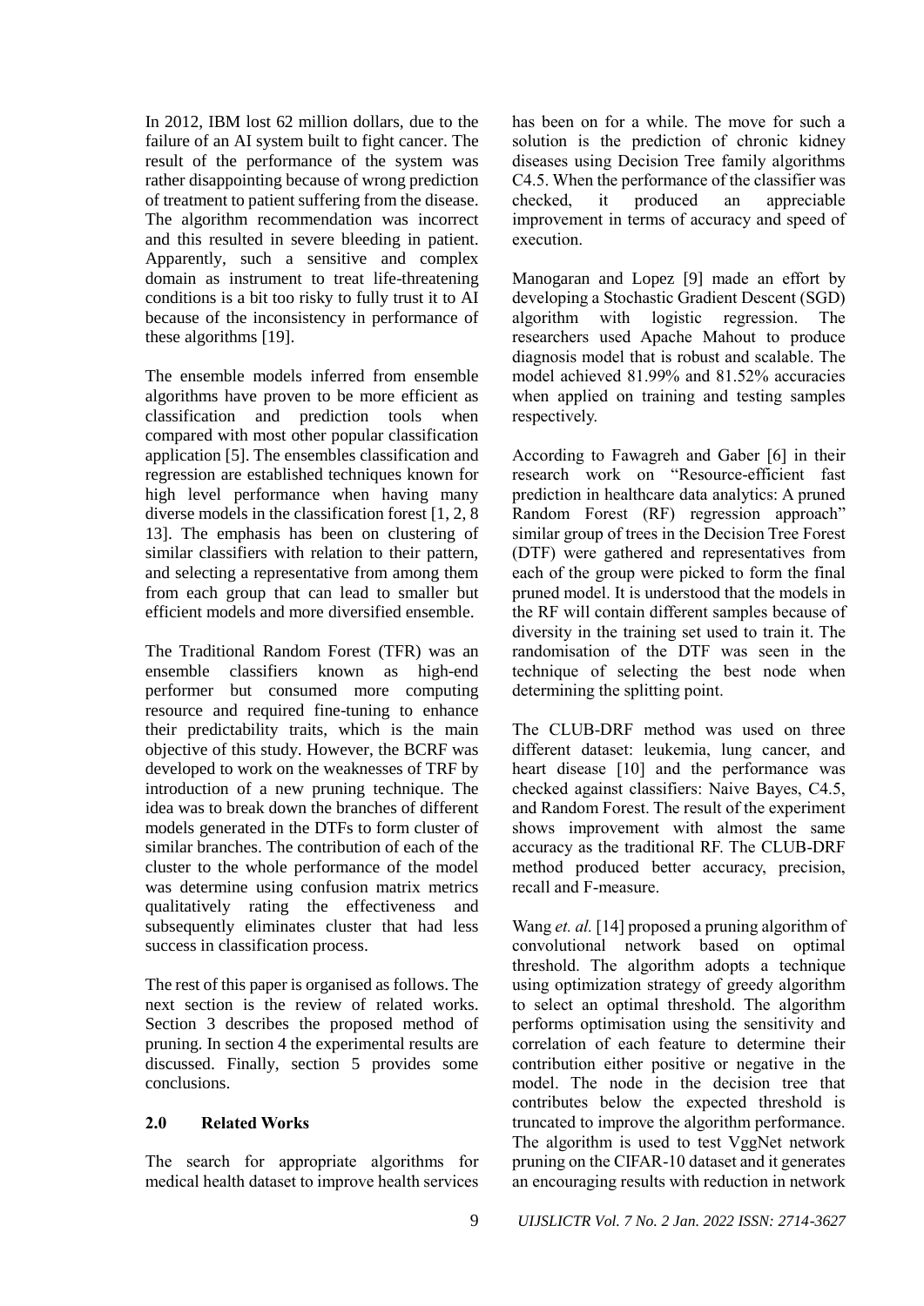In 2012, IBM lost 62 million dollars, due to the failure of an AI system built to fight cancer. The result of the performance of the system was rather disappointing because of wrong prediction of treatment to patient suffering from the disease. The algorithm recommendation was incorrect and this resulted in severe bleeding in patient. Apparently, such a sensitive and complex domain as instrument to treat life-threatening conditions is a bit too risky to fully trust it to AI because of the inconsistency in performance of these algorithms [19].

The ensemble models inferred from ensemble algorithms have proven to be more efficient as classification and prediction tools when compared with most other popular classification application [5]. The ensembles classification and regression are established techniques known for high level performance when having many diverse models in the classification forest [1, 2, 8 13]. The emphasis has been on clustering of similar classifiers with relation to their pattern, and selecting a representative from among them from each group that can lead to smaller but efficient models and more diversified ensemble.

The Traditional Random Forest (TFR) was an ensemble classifiers known as high-end performer but consumed more computing resource and required fine-tuning to enhance their predictability traits, which is the main objective of this study. However, the BCRF was developed to work on the weaknesses of TRF by introduction of a new pruning technique. The idea was to break down the branches of different models generated in the DTFs to form cluster of similar branches. The contribution of each of the cluster to the whole performance of the model was determine using confusion matrix metrics qualitatively rating the effectiveness and subsequently eliminates cluster that had less success in classification process.

The rest of this paper is organised as follows. The next section is the review of related works. Section 3 describes the proposed method of pruning. In section 4 the experimental results are discussed. Finally, section 5 provides some conclusions.

## 2.0 Related Works

The search for appropriate algorithms for medical health dataset to improve health services has been on for a while. The move for such a solution is the prediction of chronic kidney diseases using Decision Tree family algorithms C4.5. When the performance of the classifier was checked, it produced an appreciable improvement in terms of accuracy and speed of execution.

Manogaran and Lopez [9] made an effort by developing a Stochastic Gradient Descent (SGD) algorithm with logistic regression. The researchers used Apache Mahout to produce diagnosis model that is robust and scalable. The model achieved 81.99% and 81.52% accuracies when applied on training and testing samples respectively.

According to Fawagreh and Gaber [6] in their research work on "Resource-efficient fast prediction in healthcare data analytics: A pruned Random Forest (RF) regression approach" similar group of trees in the Decision Tree Forest (DTF) were gathered and representatives from each of the group were picked to form the final pruned model. It is understood that the models in the RF will contain different samples because of diversity in the training set used to train it. The randomisation of the DTF was seen in the technique of selecting the best node when determining the splitting point.

The CLUB-DRF method was used on three different dataset: leukemia, lung cancer, and heart disease [10] and the performance was checked against classifiers: Naive Bayes, C4.5, and Random Forest. The result of the experiment shows improvement with almost the same accuracy as the traditional RF. The CLUB-DRF method produced better accuracy, precision, recall and F-measure.

Wang *et. al.* [14] proposed a pruning algorithm of convolutional network based on optimal threshold. The algorithm adopts a technique using optimization strategy of greedy algorithm to select an optimal threshold. The algorithm performs optimisation using the sensitivity and correlation of each feature to determine their contribution either positive or negative in the model. The node in the decision tree that contributes below the expected threshold is truncated to improve the algorithm performance. The algorithm is used to test VggNet network pruning on the CIFAR-10 dataset and it generates an encouraging results with reduction in network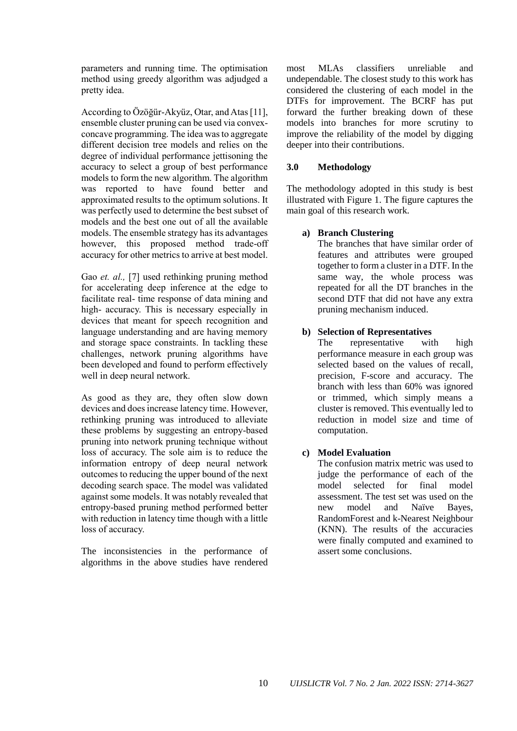parameters and running time. The optimisation method using greedy algorithm was adjudged a pretty idea.

According to Özöğür-Akyüz, Otar, and Atas [11], ensemble cluster pruning can be used via convex-concave programming. The idea was to aggregate different decision tree models and relies on the degree of individual performance jettisoning the accuracy to select a group of best performance models to form the new algorithm. The algorithm was reported to have found better and approximated results to the optimum solutions. It was perfectly used to determine the best subset of models and the best one out of all the available models. The ensemble strategy has its advantages however, this proposed method trade-off accuracy for other metrics to arrive at best model.

Gao *et. al.,* [7] used rethinking pruning method for accelerating deep inference at the edge to facilitate real- time response of data mining and high- accuracy. This is necessary especially in devices that meant for speech recognition and language understanding and are having memory and storage space constraints. In tackling these challenges, network pruning algorithms have been developed and found to perform effectively well in deep neural network.

As good as they are, they often slow down devices and does increase latency time. However, rethinking pruning was introduced to alleviate these problems by suggesting an entropy-based pruning into network pruning technique without loss of accuracy. The sole aim is to reduce the information entropy of deep neural network outcomes to reducing the upper bound of the next decoding search space. The model was validated against some models. It was notably revealed that entropy-based pruning method performed better with reduction in latency time though with a little loss of accuracy.

The inconsistencies in the performance of algorithms in the above studies have rendered most MLAs classifiers unreliable and undependable. The closest study to this work has considered the clustering of each model in the DTFs for improvement. The BCRF has put forward the further breaking down of these models into branches for more scrutiny to improve the reliability of the model by digging deeper into their contributions.

## 3.0 Methodology

The methodology adopted in this study is best illustrated with Figure 1. The figure captures the main goal of this research work.

**a) Branch Clustering**

The branches that have similar order of features and attributes were grouped together to form a cluster in a DTF. In the same way, the whole process was repeated for all the DT branches in the second DTF that did not have any extra pruning mechanism induced.

**b) Selection of Representatives**

The representative with high performance measure in each group was selected based on the values of recall, precision, F-score and accuracy. The branch with less than 60% was ignored or trimmed, which simply means a cluster is removed. This eventually led to reduction in model size and time of computation.

**c) Model Evaluation**

The confusion matrix metric was used to judge the performance of each of the model selected for final model assessment. The test set was used on the new model and Naïve Bayes, RandomForest and k-Nearest Neighbour (KNN). The results of the accuracies were finally computed and examined to assert some conclusions.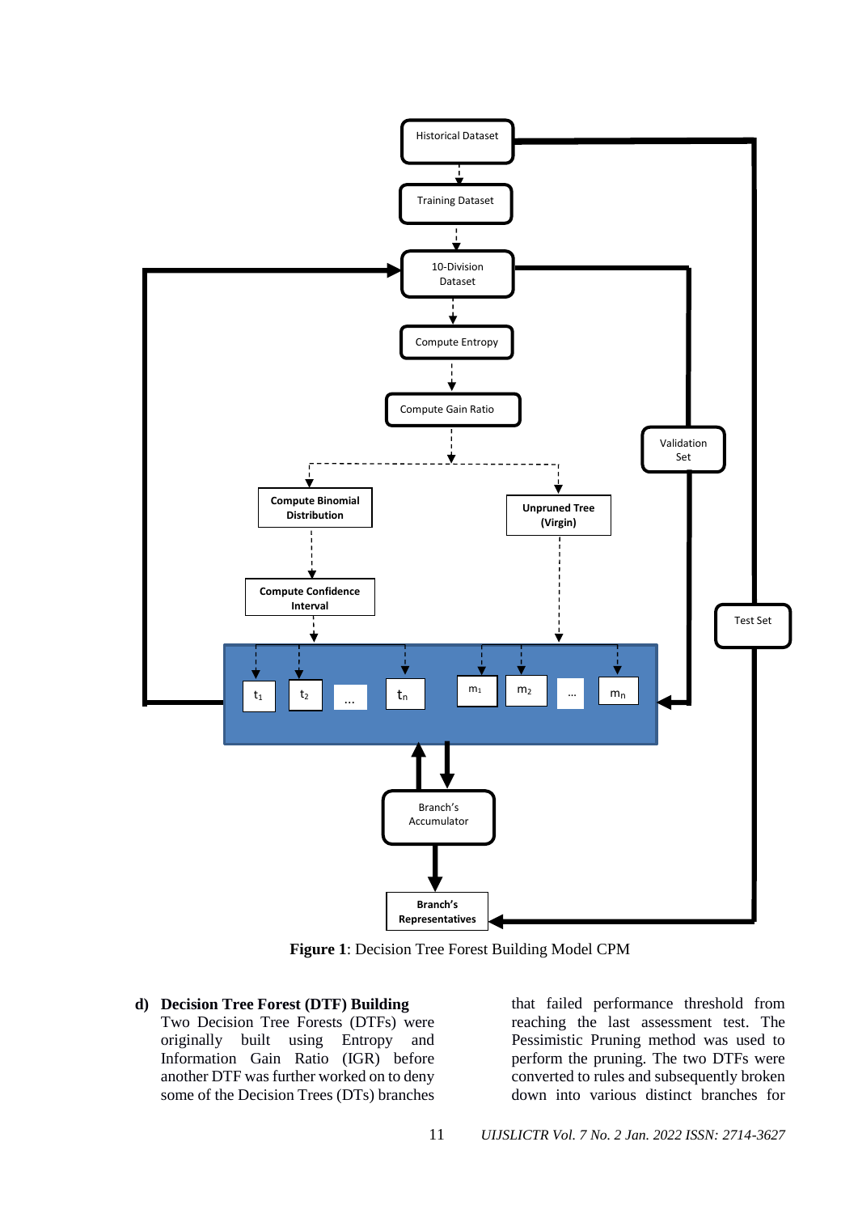**Figure 1**: Decision Tree Forest Building Model CPM

**d) Decision Tree Forest (DTF) Building**

Two Decision Tree Forests (DTFs) were originally built using Entropy and Information Gain Ratio (IGR) before another DTF was further worked on to deny some of the Decision Trees (DTs) branches that failed performance threshold from reaching the last assessment test. The Pessimistic Pruning method was used to perform the pruning. The two DTFs were converted to rules and subsequently broken down into various distinct branches for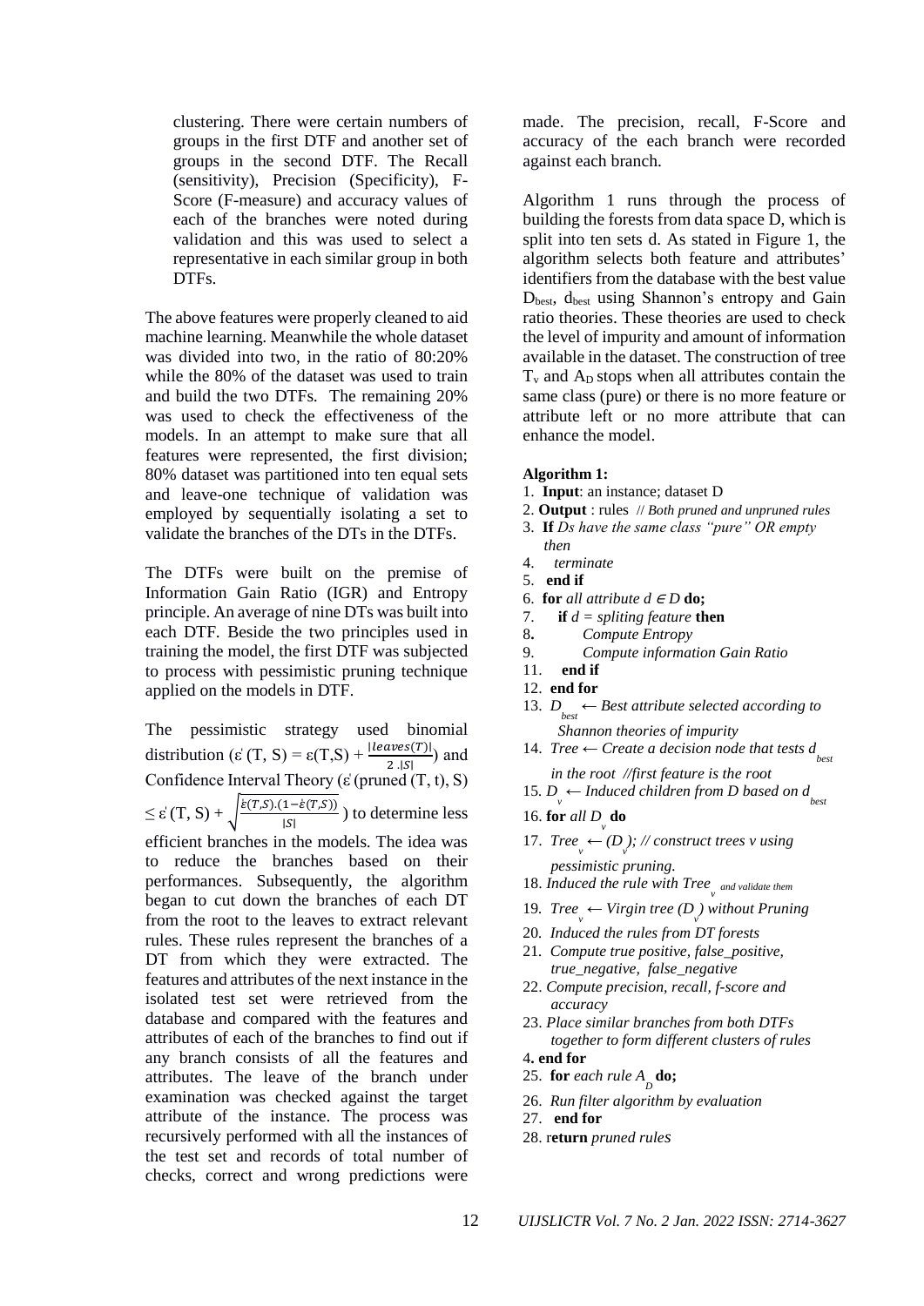clustering. There were certain numbers of groups in the first DTF and another set of groups in the second DTF. The Recall (sensitivity), Precision (Specificity), F-Score (F-measure) and accuracy values of each of the branches were noted during validation and this was used to select a representative in each similar group in both DTFs.

The above features were properly cleaned to aid machine learning. Meanwhile the whole dataset was divided into two, in the ratio of 80:20% while the 80% of the dataset was used to train and build the two DTFs. The remaining 20% was used to check the effectiveness of the models. In an attempt to make sure that all features were represented, the first division; 80% dataset was partitioned into ten equal sets and leave-one technique of validation was employed by sequentially isolating a set to validate the branches of the DTs in the DTFs.

The DTFs were built on the premise of Information Gain Ratio (IGR) and Entropy principle. An average of nine DTs was built into each DTF. Beside the two principles used in training the model, the first DTF was subjected to process with pessimistic pruning technique applied on the models in DTF.

The pessimistic strategy used binomial distribution ($\varepsilon'(T, S) = \varepsilon(T,S) + \frac{|leaves(T)|}{2.|S|}$) and Confidence Interval Theory ($\varepsilon'(\text{pruned}(T, t), S) \leq \varepsilon'(T, S) + \sqrt{\frac{\acute{\varepsilon}(T,S).(1-\acute{\varepsilon}(T,S))}{|S|}}$) to determine less efficient branches in the models. The idea was to reduce the branches based on their performances. Subsequently, the algorithm began to cut down the branches of each DT from the root to the leaves to extract relevant rules. These rules represent the branches of a DT from which they were extracted. The features and attributes of the next instance in the isolated test set were retrieved from the database and compared with the features and attributes of each of the branches to find out if any branch consists of all the features and attributes. The leave of the branch under examination was checked against the target attribute of the instance. The process was recursively performed with all the instances of the test set and records of total number of checks, correct and wrong predictions were made. The precision, recall, F-Score and accuracy of the each branch were recorded against each branch.

Algorithm 1 runs through the process of building the forests from data space D, which is split into ten sets d. As stated in Figure 1, the algorithm selects both feature and attributes' identifiers from the database with the best value $D_{best}$, $d_{best}$ using Shannon's entropy and Gain ratio theories. These theories are used to check the level of impurity and amount of information available in the dataset. The construction of tree $T_v$ and $A_D$ stops when all attributes contain the same class (pure) or there is no more feature or attribute left or no more attribute that can enhance the model.

**Algorithm 1:**

1. **Input**: an instance; dataset D
2. **Output** : rules // *Both pruned and unpruned rules*
3. **If** *Ds have the same class "pure" OR empty then*
4. *terminate*
5. **end if**
6. **for** *all attribute* $d \in D$ **do;**
7. **if** *d = spliting feature* **then**
8. *Compute Entropy*
9. *Compute information Gain Ratio*
11. **end if**
12. **end for**
13. $D_{best}$ ← *Best attribute selected according to Shannon theories of impurity*
14. *Tree ← Create a decision node that tests* $d_{best}$ *in the root //first feature is the root*
15. $D_v$ ← *Induced children from D based on* $d_{best}$
16. **for** *all* $D_v$ **do**
17. $Tree_v$ ← $(D_v)$*; // construct trees v using pessimistic pruning.*
18. *Induced the rule with* $Tree_v$ *and validate them*
19. $Tree_v$ ← *Virgin tree* $(D_v)$ *without Pruning*
20. *Induced the rules from DT forests*
21. *Compute true positive, false_positive, true_negative, false_negative*
22. *Compute precision, recall, f-score and accuracy*
23. *Place similar branches from both DTFs together to form different clusters of rules*
4. **end for**
25. **for** *each rule* $A_D$ **do;**
26. *Run filter algorithm by evaluation*
27. **end for**
28. **return** *pruned rules*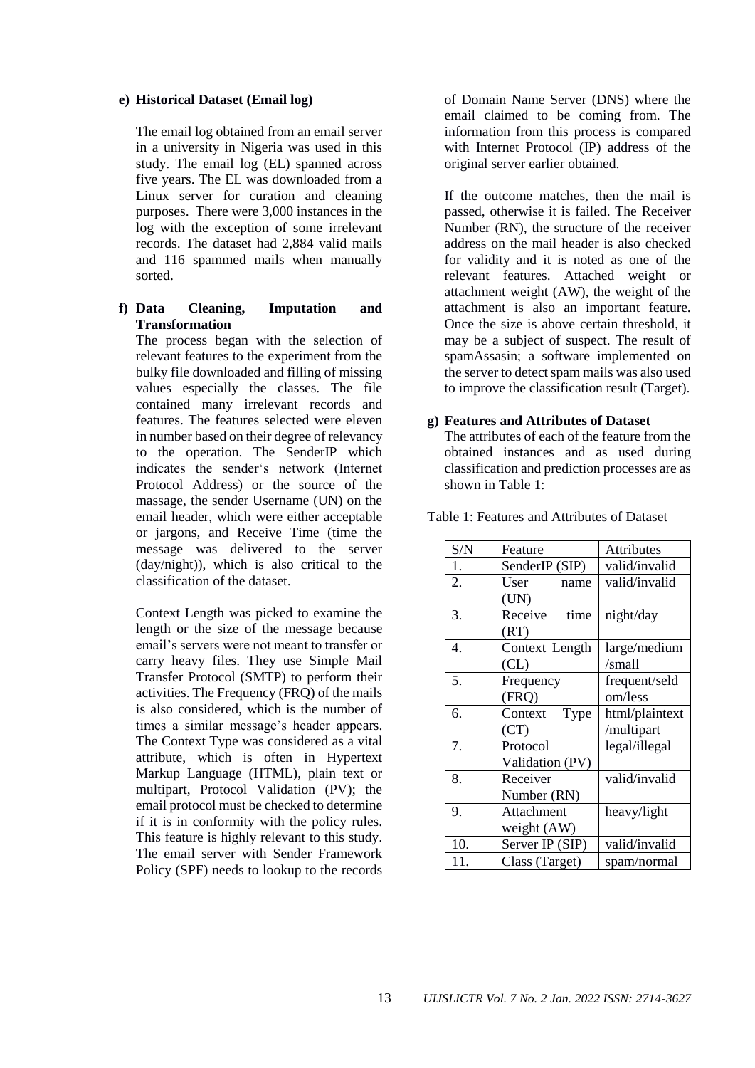**e) Historical Dataset (Email log)**

The email log obtained from an email server in a university in Nigeria was used in this study. The email log (EL) spanned across five years. The EL was downloaded from a Linux server for curation and cleaning purposes. There were 3,000 instances in the log with the exception of some irrelevant records. The dataset had 2,884 valid mails and 116 spammed mails when manually sorted.

**f) Data Cleaning, Imputation and Transformation**

The process began with the selection of relevant features to the experiment from the bulky file downloaded and filling of missing values especially the classes. The file contained many irrelevant records and features. The features selected were eleven in number based on their degree of relevancy to the operation. The SenderIP which indicates the sender's network (Internet Protocol Address) or the source of the massage, the sender Username (UN) on the email header, which were either acceptable or jargons, and Receive Time (time the message was delivered to the server (day/night)), which is also critical to the classification of the dataset.

Context Length was picked to examine the length or the size of the message because email's servers were not meant to transfer or carry heavy files. They use Simple Mail Transfer Protocol (SMTP) to perform their activities. The Frequency (FRQ) of the mails is also considered, which is the number of times a similar message's header appears. The Context Type was considered as a vital attribute, which is often in Hypertext Markup Language (HTML), plain text or multipart, Protocol Validation (PV); the email protocol must be checked to determine if it is in conformity with the policy rules. This feature is highly relevant to this study. The email server with Sender Framework Policy (SPF) needs to lookup to the records of Domain Name Server (DNS) where the email claimed to be coming from. The information from this process is compared with Internet Protocol (IP) address of the original server earlier obtained.

If the outcome matches, then the mail is passed, otherwise it is failed. The Receiver Number (RN), the structure of the receiver address on the mail header is also checked for validity and it is noted as one of the relevant features. Attached weight or attachment weight (AW), the weight of the attachment is also an important feature. Once the size is above certain threshold, it may be a subject of suspect. The result of spamAssasin; a software implemented on the server to detect spam mails was also used to improve the classification result (Target).

**g) Features and Attributes of Dataset**

The attributes of each of the feature from the obtained instances and as used during classification and prediction processes are as shown in Table 1:

Table 1: Features and Attributes of Dataset

| S/N | Feature | Attributes |
|---|---|---|
| 1. | SenderIP (SIP) | valid/invalid |
| 2. | User name (UN) | valid/invalid |
| 3. | Receive time (RT) | night/day |
| 4. | Context Length (CL) | large/medium /small |
| 5. | Frequency (FRQ) | frequent/seldom/less |
| 6. | Context Type (CT) | html/plaintext /multipart |
| 7. | Protocol Validation (PV) | legal/illegal |
| 8. | Receiver Number (RN) | valid/invalid |
| 9. | Attachment weight (AW) | heavy/light |
| 10. | Server IP (SIP) | valid/invalid |
| 11. | Class (Target) | spam/normal |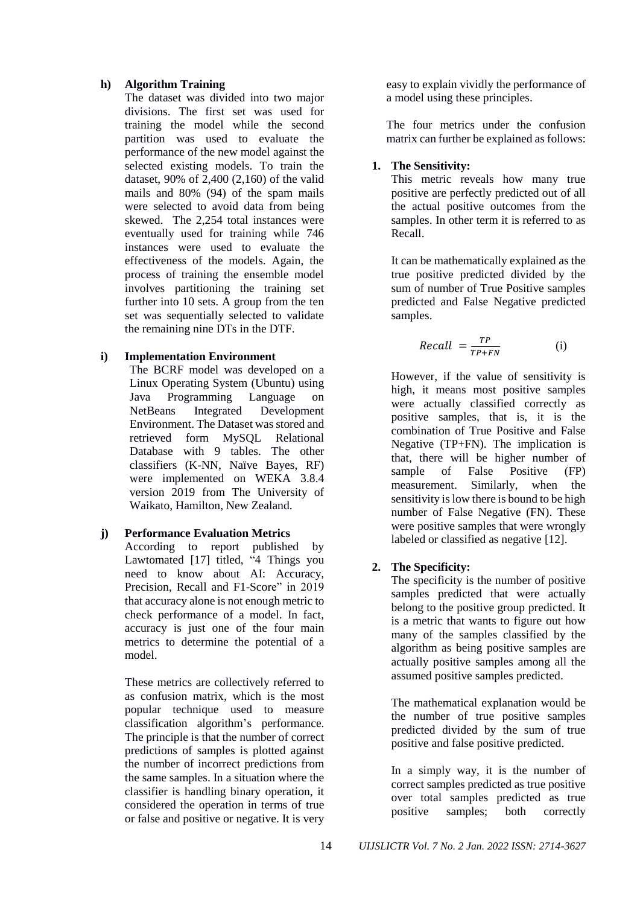**h) Algorithm Training**

The dataset was divided into two major divisions. The first set was used for training the model while the second partition was used to evaluate the performance of the new model against the selected existing models. To train the dataset, 90% of 2,400 (2,160) of the valid mails and 80% (94) of the spam mails were selected to avoid data from being skewed. The 2,254 total instances were eventually used for training while 746 instances were used to evaluate the effectiveness of the models. Again, the process of training the ensemble model involves partitioning the training set further into 10 sets. A group from the ten set was sequentially selected to validate the remaining nine DTs in the DTF.

**i) Implementation Environment**

The BCRF model was developed on a Linux Operating System (Ubuntu) using Java Programming Language on NetBeans Integrated Development Environment. The Dataset was stored and retrieved form MySQL Relational Database with 9 tables. The other classifiers (K-NN, Naïve Bayes, RF) were implemented on WEKA 3.8.4 version 2019 from The University of Waikato, Hamilton, New Zealand.

**j) Performance Evaluation Metrics**

According to report published by Lawtomated [17] titled, "4 Things you need to know about AI: Accuracy, Precision, Recall and F1-Score" in 2019 that accuracy alone is not enough metric to check performance of a model. In fact, accuracy is just one of the four main metrics to determine the potential of a model.

These metrics are collectively referred to as confusion matrix, which is the most popular technique used to measure classification algorithm's performance. The principle is that the number of correct predictions of samples is plotted against the number of incorrect predictions from the same samples. In a situation where the classifier is handling binary operation, it considered the operation in terms of true or false and positive or negative. It is very easy to explain vividly the performance of a model using these principles.

The four metrics under the confusion matrix can further be explained as follows:

**1. The Sensitivity:**

This metric reveals how many true positive are perfectly predicted out of all the actual positive outcomes from the samples. In other term it is referred to as Recall.

It can be mathematically explained as the true positive predicted divided by the sum of number of True Positive samples predicted and False Negative predicted samples.

$$Recall = \frac{TP}{TP+FN} \qquad \text{(i)}$$

However, if the value of sensitivity is high, it means most positive samples were actually classified correctly as positive samples, that is, it is the combination of True Positive and False Negative (TP+FN). The implication is that, there will be higher number of sample of False Positive (FP) measurement. Similarly, when the sensitivity is low there is bound to be high number of False Negative (FN). These were positive samples that were wrongly labeled or classified as negative [12].

**2. The Specificity:**

The specificity is the number of positive samples predicted that were actually belong to the positive group predicted. It is a metric that wants to figure out how many of the samples classified by the algorithm as being positive samples are actually positive samples among all the assumed positive samples predicted.

The mathematical explanation would be the number of true positive samples predicted divided by the sum of true positive and false positive predicted.

In a simply way, it is the number of correct samples predicted as true positive over total samples predicted as true positive samples; both correctly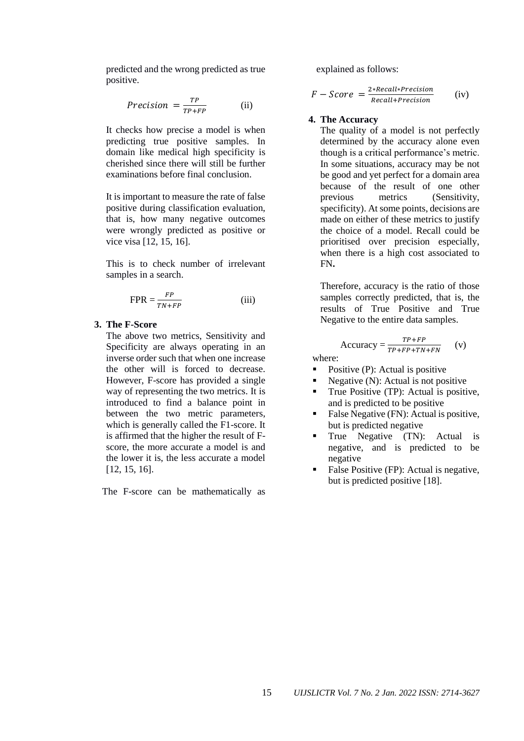predicted and the wrong predicted as true positive.

$$Precision = \frac{TP}{TP+FP} \qquad \text{(ii)}$$

It checks how precise a model is when predicting true positive samples. In domain like medical high specificity is cherished since there will still be further examinations before final conclusion.

It is important to measure the rate of false positive during classification evaluation, that is, how many negative outcomes were wrongly predicted as positive or vice visa [12, 15, 16].

This is to check number of irrelevant samples in a search.

$$\text{FPR} = \frac{FP}{TN+FP} \qquad \text{(iii)}$$

3. **The F-Score**

The above two metrics, Sensitivity and Specificity are always operating in an inverse order such that when one increase the other will is forced to decrease. However, F-score has provided a single way of representing the two metrics. It is introduced to find a balance point in between the two metric parameters, which is generally called the F1-score. It is affirmed that the higher the result of F-score, the more accurate a model is and the lower it is, the less accurate a model [12, 15, 16].

The F-score can be mathematically as explained as follows:

$$F - Score = \frac{2*Recall*Precision}{Recall+Precision} \qquad \text{(iv)}$$

4. **The Accuracy**

The quality of a model is not perfectly determined by the accuracy alone even though is a critical performance's metric. In some situations, accuracy may be not be good and yet perfect for a domain area because of the result of one other previous metrics (Sensitivity, specificity). At some points, decisions are made on either of these metrics to justify the choice of a model. Recall could be prioritised over precision especially, when there is a high cost associated to FN**.**

Therefore, accuracy is the ratio of those samples correctly predicted, that is, the results of True Positive and True Negative to the entire data samples.

$$\text{Accuracy} = \frac{TP+FP}{TP+FP+TN+FN} \qquad \text{(v)}$$

where:

- Positive (P): Actual is positive
- Negative (N): Actual is not positive
- True Positive (TP): Actual is positive, and is predicted to be positive
- False Negative (FN): Actual is positive, but is predicted negative
- True Negative (TN): Actual is negative, and is predicted to be negative
- False Positive (FP): Actual is negative, but is predicted positive [18].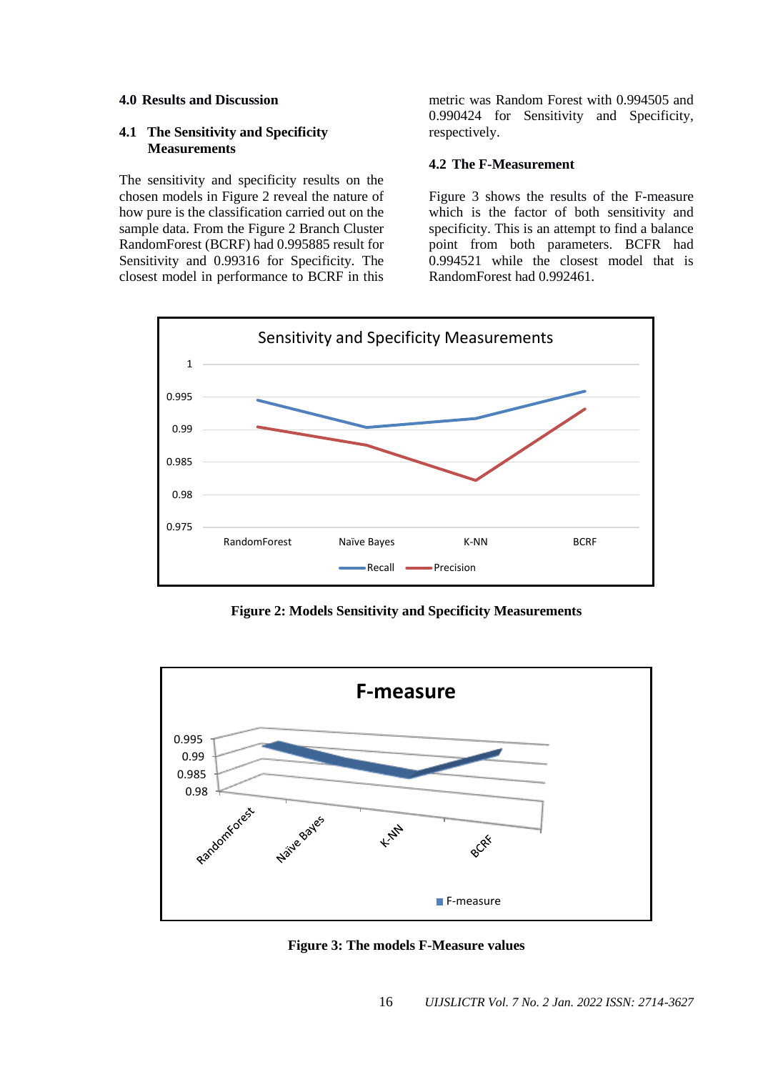## 4.0 Results and Discussion

### 4.1 The Sensitivity and Specificity Measurements

The sensitivity and specificity results on the chosen models in Figure 2 reveal the nature of how pure is the classification carried out on the sample data. From the Figure 2 Branch Cluster RandomForest (BCRF) had 0.995885 result for Sensitivity and 0.99316 for Specificity. The closest model in performance to BCRF in this metric was Random Forest with 0.994505 and 0.990424 for Sensitivity and Specificity, respectively.

### 4.2 The F-Measurement

Figure 3 shows the results of the F-measure which is the factor of both sensitivity and specificity. This is an attempt to find a balance point from both parameters. BCFR had 0.994521 while the closest model that is RandomForest had 0.992461.

**Figure 2: Models Sensitivity and Specificity Measurements**

**Figure 3: The models F-Measure values**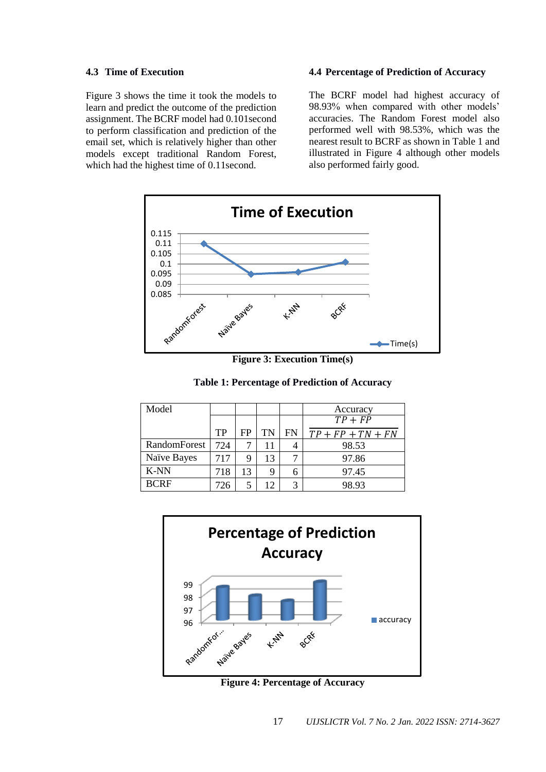### 4.3 Time of Execution

Figure 3 shows the time it took the models to learn and predict the outcome of the prediction assignment. The BCRF model had 0.101second to perform classification and prediction of the email set, which is relatively higher than other models except traditional Random Forest, which had the highest time of 0.11second.

### 4.4 Percentage of Prediction of Accuracy

The BCRF model had highest accuracy of 98.93% when compared with other models' accuracies. The Random Forest model also performed well with 98.53%, which was the nearest result to BCRF as shown in Table 1 and illustrated in Figure 4 although other models also performed fairly good.

**Figure 3: Execution Time(s)**

**Table 1: Percentage of Prediction of Accuracy**

| Model | TP | FP | TN | FN | Accuracy $\frac{TP+FP}{TP+FP+TN+FN}$ |
|---|---|---|---|---|---|
| RandomForest | 724 | 7 | 11 | 4 | 98.53 |
| Naïve Bayes | 717 | 9 | 13 | 7 | 97.86 |
| K-NN | 718 | 13 | 9 | 6 | 97.45 |
| BCRF | 726 | 5 | 12 | 3 | 98.93 |

**Figure 4: Percentage of Accuracy**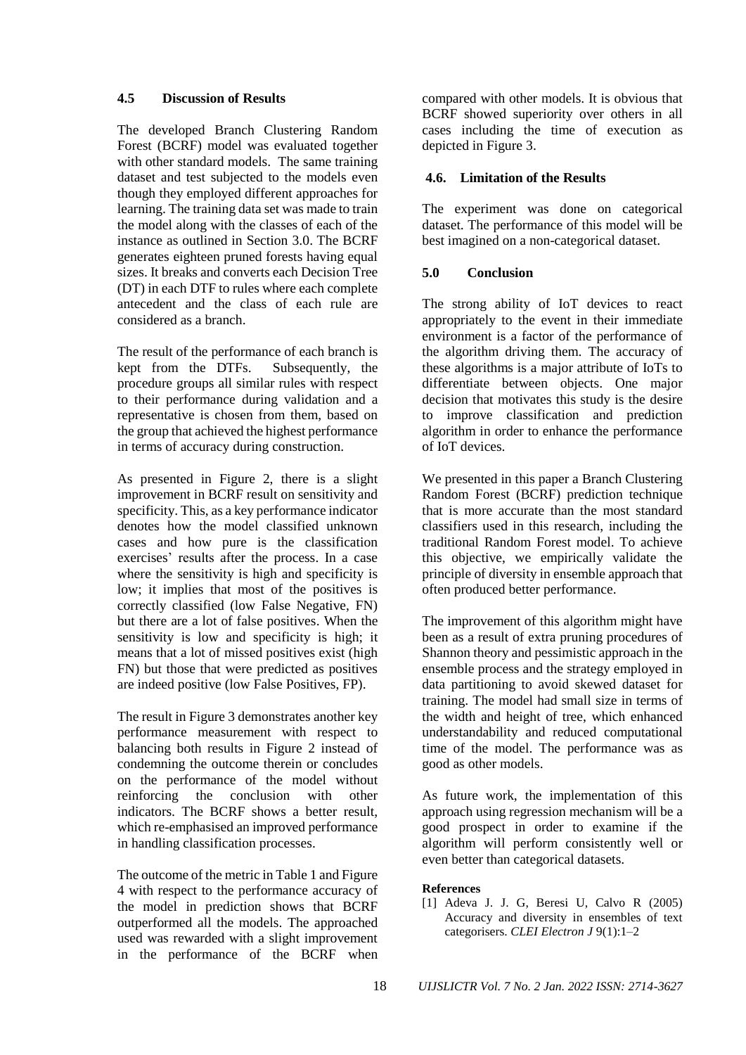## 4.5 Discussion of Results

The developed Branch Clustering Random Forest (BCRF) model was evaluated together with other standard models. The same training dataset and test subjected to the models even though they employed different approaches for learning. The training data set was made to train the model along with the classes of each of the instance as outlined in Section 3.0. The BCRF generates eighteen pruned forests having equal sizes. It breaks and converts each Decision Tree (DT) in each DTF to rules where each complete antecedent and the class of each rule are considered as a branch.

The result of the performance of each branch is kept from the DTFs. Subsequently, the procedure groups all similar rules with respect to their performance during validation and a representative is chosen from them, based on the group that achieved the highest performance in terms of accuracy during construction.

As presented in Figure 2, there is a slight improvement in BCRF result on sensitivity and specificity. This, as a key performance indicator denotes how the model classified unknown cases and how pure is the classification exercises' results after the process. In a case where the sensitivity is high and specificity is low; it implies that most of the positives is correctly classified (low False Negative, FN) but there are a lot of false positives. When the sensitivity is low and specificity is high; it means that a lot of missed positives exist (high FN) but those that were predicted as positives are indeed positive (low False Positives, FP).

The result in Figure 3 demonstrates another key performance measurement with respect to balancing both results in Figure 2 instead of condemning the outcome therein or concludes on the performance of the model without reinforcing the conclusion with other indicators. The BCRF shows a better result, which re-emphasised an improved performance in handling classification processes.

The outcome of the metric in Table 1 and Figure 4 with respect to the performance accuracy of the model in prediction shows that BCRF outperformed all the models. The approached used was rewarded with a slight improvement in the performance of the BCRF when compared with other models. It is obvious that BCRF showed superiority over others in all cases including the time of execution as depicted in Figure 3.

## 4.6. Limitation of the Results

The experiment was done on categorical dataset. The performance of this model will be best imagined on a non-categorical dataset.

# 5.0 Conclusion

The strong ability of IoT devices to react appropriately to the event in their immediate environment is a factor of the performance of the algorithm driving them. The accuracy of these algorithms is a major attribute of IoTs to differentiate between objects. One major decision that motivates this study is the desire to improve classification and prediction algorithm in order to enhance the performance of IoT devices.

We presented in this paper a Branch Clustering Random Forest (BCRF) prediction technique that is more accurate than the most standard classifiers used in this research, including the traditional Random Forest model. To achieve this objective, we empirically validate the principle of diversity in ensemble approach that often produced better performance.

The improvement of this algorithm might have been as a result of extra pruning procedures of Shannon theory and pessimistic approach in the ensemble process and the strategy employed in data partitioning to avoid skewed dataset for training. The model had small size in terms of the width and height of tree, which enhanced understandability and reduced computational time of the model. The performance was as good as other models.

As future work, the implementation of this approach using regression mechanism will be a good prospect in order to examine if the algorithm will perform consistently well or even better than categorical datasets.

**References**

[1] Adeva J. J. G, Beresi U, Calvo R (2005) Accuracy and diversity in ensembles of text categorisers. *CLEI Electron J* 9(1):1–2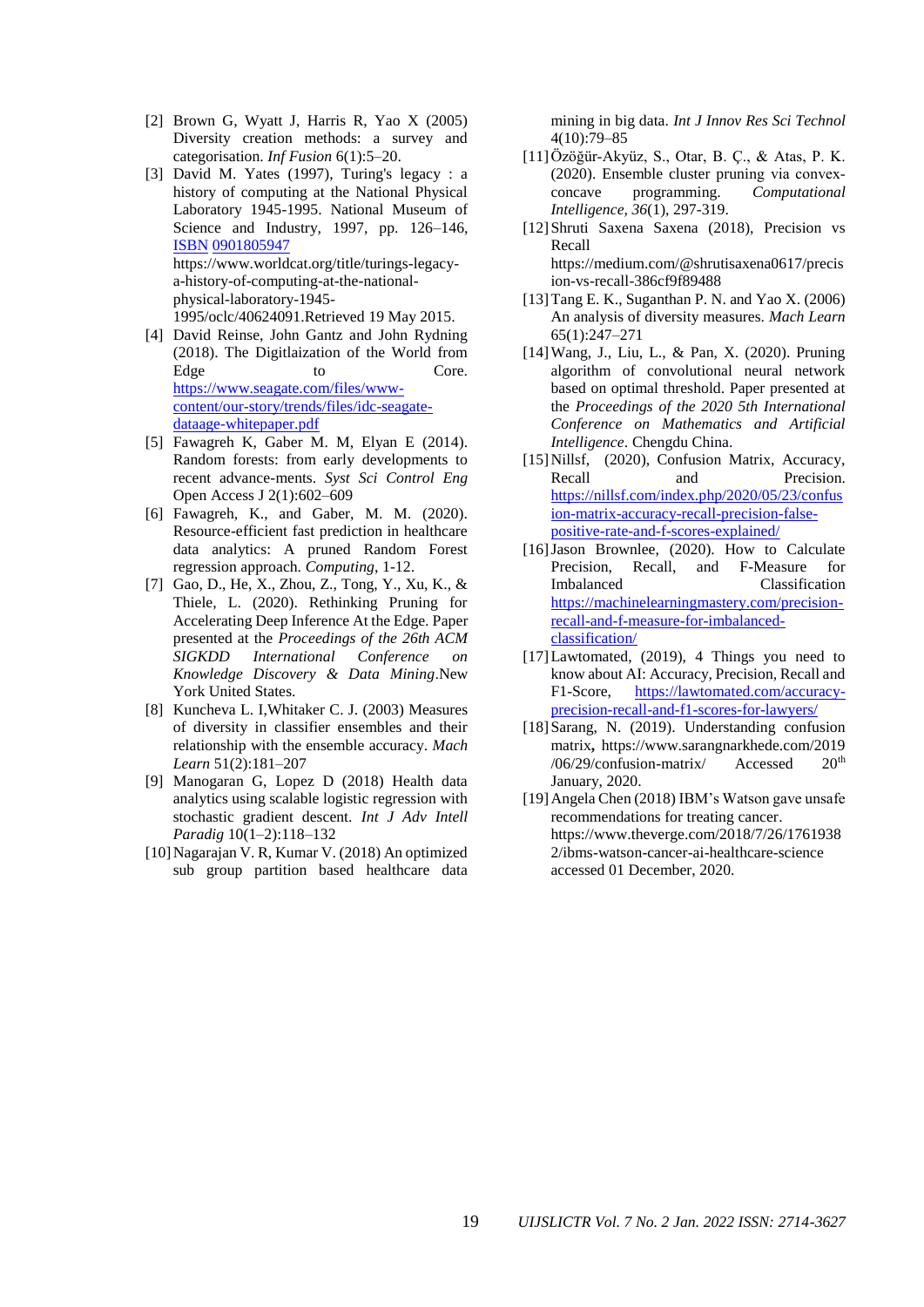[2] Brown G, Wyatt J, Harris R, Yao X (2005) Diversity creation methods: a survey and categorisation. *Inf Fusion* 6(1):5–20.

[3] David M. Yates (1997), Turing's legacy : a history of computing at the National Physical Laboratory 1945-1995. National Museum of Science and Industry, 1997, pp. 126–146, ISBN 0901805947 https://www.worldcat.org/title/turings-legacy-a-history-of-computing-at-the-national-physical-laboratory-1945-1995/oclc/40624091.Retrieved 19 May 2015.

[4] David Reinse, John Gantz and John Rydning (2018). The Digitlaization of the World from Edge to Core. https://www.seagate.com/files/www-content/our-story/trends/files/idc-seagate-dataage-whitepaper.pdf

[5] Fawagreh K, Gaber M. M, Elyan E (2014). Random forests: from early developments to recent advance-ments. *Syst Sci Control Eng* Open Access J 2(1):602–609

[6] Fawagreh, K., and Gaber, M. M. (2020). Resource-efficient fast prediction in healthcare data analytics: A pruned Random Forest regression approach. *Computing*, 1-12.

[7] Gao, D., He, X., Zhou, Z., Tong, Y., Xu, K., & Thiele, L. (2020). Rethinking Pruning for Accelerating Deep Inference At the Edge. Paper presented at the *Proceedings of the 26th ACM SIGKDD International Conference on Knowledge Discovery & Data Mining*.New York United States.

[8] Kuncheva L. I,Whitaker C. J. (2003) Measures of diversity in classifier ensembles and their relationship with the ensemble accuracy. *Mach Learn* 51(2):181–207

[9] Manogaran G, Lopez D (2018) Health data analytics using scalable logistic regression with stochastic gradient descent. *Int J Adv Intell Paradig* 10(1–2):118–132

[10] Nagarajan V. R, Kumar V. (2018) An optimized sub group partition based healthcare data mining in big data. *Int J Innov Res Sci Technol* 4(10):79–85

[11] Özöğür-Akyüz, S., Otar, B. Ç., & Atas, P. K. (2020). Ensemble cluster pruning via convex-concave programming. *Computational Intelligence, 36*(1), 297-319.

[12] Shruti Saxena Saxena (2018), Precision vs Recall https://medium.com/@shrutisaxena0617/precision-vs-recall-386cf9f89488

[13] Tang E. K., Suganthan P. N. and Yao X. (2006) An analysis of diversity measures. *Mach Learn* 65(1):247–271

[14] Wang, J., Liu, L., & Pan, X. (2020). Pruning algorithm of convolutional neural network based on optimal threshold. Paper presented at the *Proceedings of the 2020 5th International Conference on Mathematics and Artificial Intelligence*. Chengdu China.

[15] Nillsf, (2020), Confusion Matrix, Accuracy, Recall and Precision. https://nillsf.com/index.php/2020/05/23/confusion-matrix-accuracy-recall-precision-false-positive-rate-and-f-scores-explained/

[16] Jason Brownlee, (2020). How to Calculate Precision, Recall, and F-Measure for Imbalanced Classification https://machinelearningmastery.com/precision-recall-and-f-measure-for-imbalanced-classification/

[17] Lawtomated, (2019), 4 Things you need to know about AI: Accuracy, Precision, Recall and F1-Score, https://lawtomated.com/accuracy-precision-recall-and-f1-scores-for-lawyers/

[18] Sarang, N. (2019). Understanding confusion matrix**,** https://www.sarangnarkhede.com/2019/06/29/confusion-matrix/ Accessed 20th January, 2020.

[19] Angela Chen (2018) IBM's Watson gave unsafe recommendations for treating cancer. https://www.theverge.com/2018/7/26/17619382/ibms-watson-cancer-ai-healthcare-science accessed 01 December, 2020.